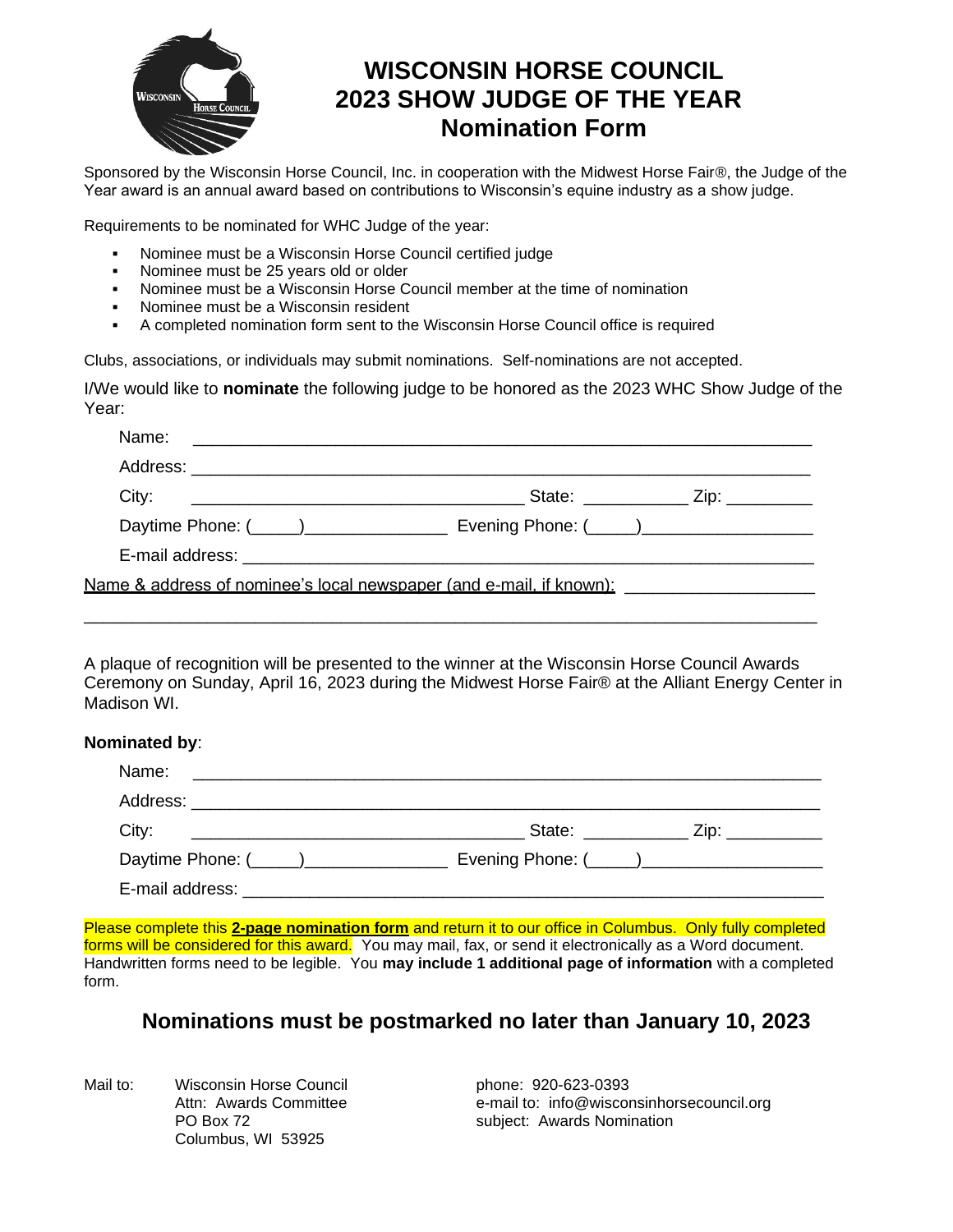# WISCONSIN HORSE COUNCIL
# 2023 SHOW JUDGE OF THE YEAR
## Nomination Form

Sponsored by the Wisconsin Horse Council, Inc. in cooperation with the Midwest Horse Fair®, the Judge of the Year award is an annual award based on contributions to Wisconsin's equine industry as a show judge.

Requirements to be nominated for WHC Judge of the year:

- Nominee must be a Wisconsin Horse Council certified judge
- Nominee must be 25 years old or older
- Nominee must be a Wisconsin Horse Council member at the time of nomination
- Nominee must be a Wisconsin resident
- A completed nomination form sent to the Wisconsin Horse Council office is required

Clubs, associations, or individuals may submit nominations. Self-nominations are not accepted.

I/We would like to **nominate** the following judge to be honored as the 2023 WHC Show Judge of the Year:

Name: ___________________________________________________________________

Address: _________________________________________________________________

City: ___________________________________ State: ___________ Zip: _________

Daytime Phone: (_____)_______________ Evening Phone: (_____)__________________

E-mail address: ___________________________________________________________

Name & address of nominee's local newspaper (and e-mail, if known): ___________________

_____________________________________________________________________________

A plaque of recognition will be presented to the winner at the Wisconsin Horse Council Awards Ceremony on Sunday, April 16, 2023 during the Midwest Horse Fair® at the Alliant Energy Center in Madison WI.

**Nominated by**:

Name: ___________________________________________________________________

Address: _________________________________________________________________

City: ___________________________________ State: ___________ Zip: __________

Daytime Phone: (_____)_______________ Evening Phone: (_____)___________________

E-mail address: ___________________________________________________________

Please complete this **2-page nomination form** and return it to our office in Columbus. Only fully completed forms will be considered for this award. You may mail, fax, or send it electronically as a Word document. Handwritten forms need to be legible. You **may include 1 additional page of information** with a completed form.

## Nominations must be postmarked no later than January 10, 2023

Mail to: Wisconsin Horse Council
Attn: Awards Committee
PO Box 72
Columbus, WI 53925

phone: 920-623-0393
e-mail to: info@wisconsinhorsecouncil.org
subject: Awards Nomination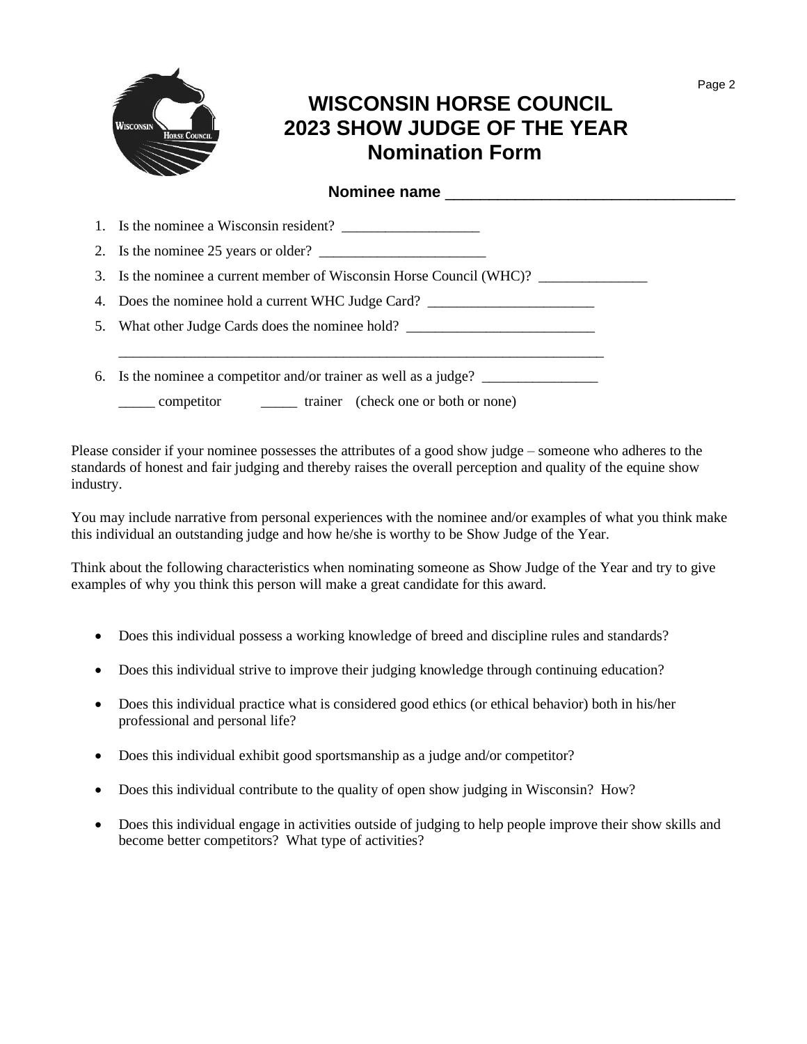# WISCONSIN HORSE COUNCIL
# 2023 SHOW JUDGE OF THE YEAR
# Nomination Form

**Nominee name** ___________________________________

1. Is the nominee a Wisconsin resident? ___________________
2. Is the nominee 25 years or older? _______________________
3. Is the nominee a current member of Wisconsin Horse Council (WHC)? _______________
4. Does the nominee hold a current WHC Judge Card? _______________________
5. What other Judge Cards does the nominee hold? __________________________

   ______________________________________________________________________
6. Is the nominee a competitor and/or trainer as well as a judge? ________________

   _____ competitor _____ trainer (check one or both or none)

Please consider if your nominee possesses the attributes of a good show judge – someone who adheres to the standards of honest and fair judging and thereby raises the overall perception and quality of the equine show industry.

You may include narrative from personal experiences with the nominee and/or examples of what you think make this individual an outstanding judge and how he/she is worthy to be Show Judge of the Year.

Think about the following characteristics when nominating someone as Show Judge of the Year and try to give examples of why you think this person will make a great candidate for this award.

- Does this individual possess a working knowledge of breed and discipline rules and standards?
- Does this individual strive to improve their judging knowledge through continuing education?
- Does this individual practice what is considered good ethics (or ethical behavior) both in his/her professional and personal life?
- Does this individual exhibit good sportsmanship as a judge and/or competitor?
- Does this individual contribute to the quality of open show judging in Wisconsin? How?
- Does this individual engage in activities outside of judging to help people improve their show skills and become better competitors? What type of activities?